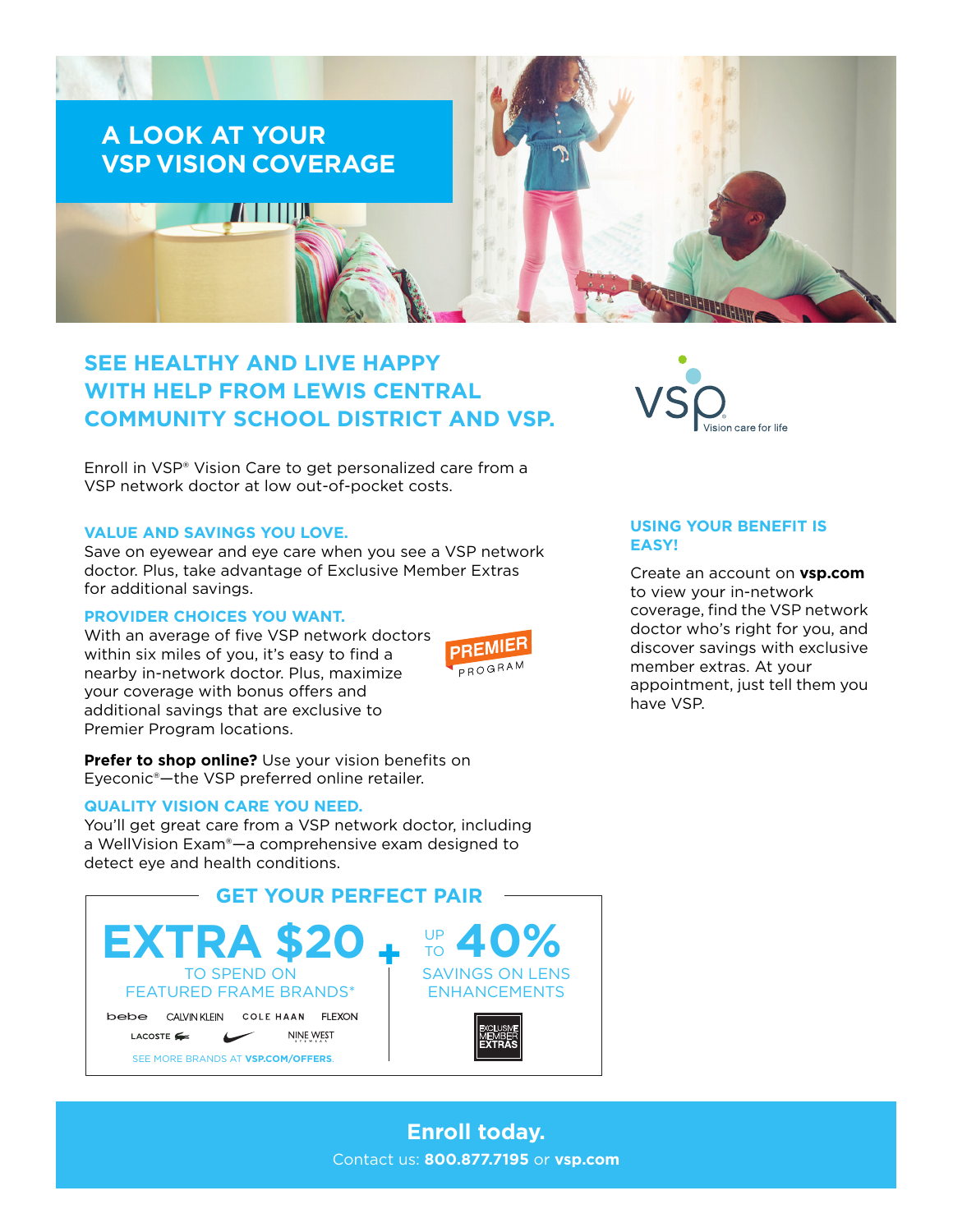# A LOOK AT YOUR VSP VISION COVERAGE

## SEE HEALTHY AND LIVE HAPPY WITH HELP FROM LEWIS CENTRAL COMMUNITY SCHOOL DISTRICT AND VSP.

VSP Vision care for life

Enroll in VSP® Vision Care to get personalized care from a VSP network doctor at low out-of-pocket costs.

### VALUE AND SAVINGS YOU LOVE.

Save on eyewear and eye care when you see a VSP network doctor. Plus, take advantage of Exclusive Member Extras for additional savings.

### PROVIDER CHOICES YOU WANT.

With an average of five VSP network doctors within six miles of you, it's easy to find a nearby in-network doctor. Plus, maximize your coverage with bonus offers and additional savings that are exclusive to Premier Program locations.

PREMIER PROGRAM

**Prefer to shop online?** Use your vision benefits on Eyeconic®—the VSP preferred online retailer.

### QUALITY VISION CARE YOU NEED.

You'll get great care from a VSP network doctor, including a WellVision Exam®—a comprehensive exam designed to detect eye and health conditions.

### USING YOUR BENEFIT IS EASY!

Create an account on **vsp.com** to view your in-network coverage, find the VSP network doctor who's right for you, and discover savings with exclusive member extras. At your appointment, just tell them you have VSP.

## GET YOUR PERFECT PAIR

**EXTRA $20** TO SPEND ON FEATURED FRAME BRANDS*

bebe · CALVIN KLEIN · COLE HAAN · FLEXON · LACOSTE · NIKE · NINE WEST

SEE MORE BRANDS AT **VSP.COM/OFFERS**.

+

**UP TO 40%** SAVINGS ON LENS ENHANCEMENTS

EXCLUSIVE MEMBER EXTRAS

**Enroll today.**

Contact us: **800.877.7195** or **vsp.com**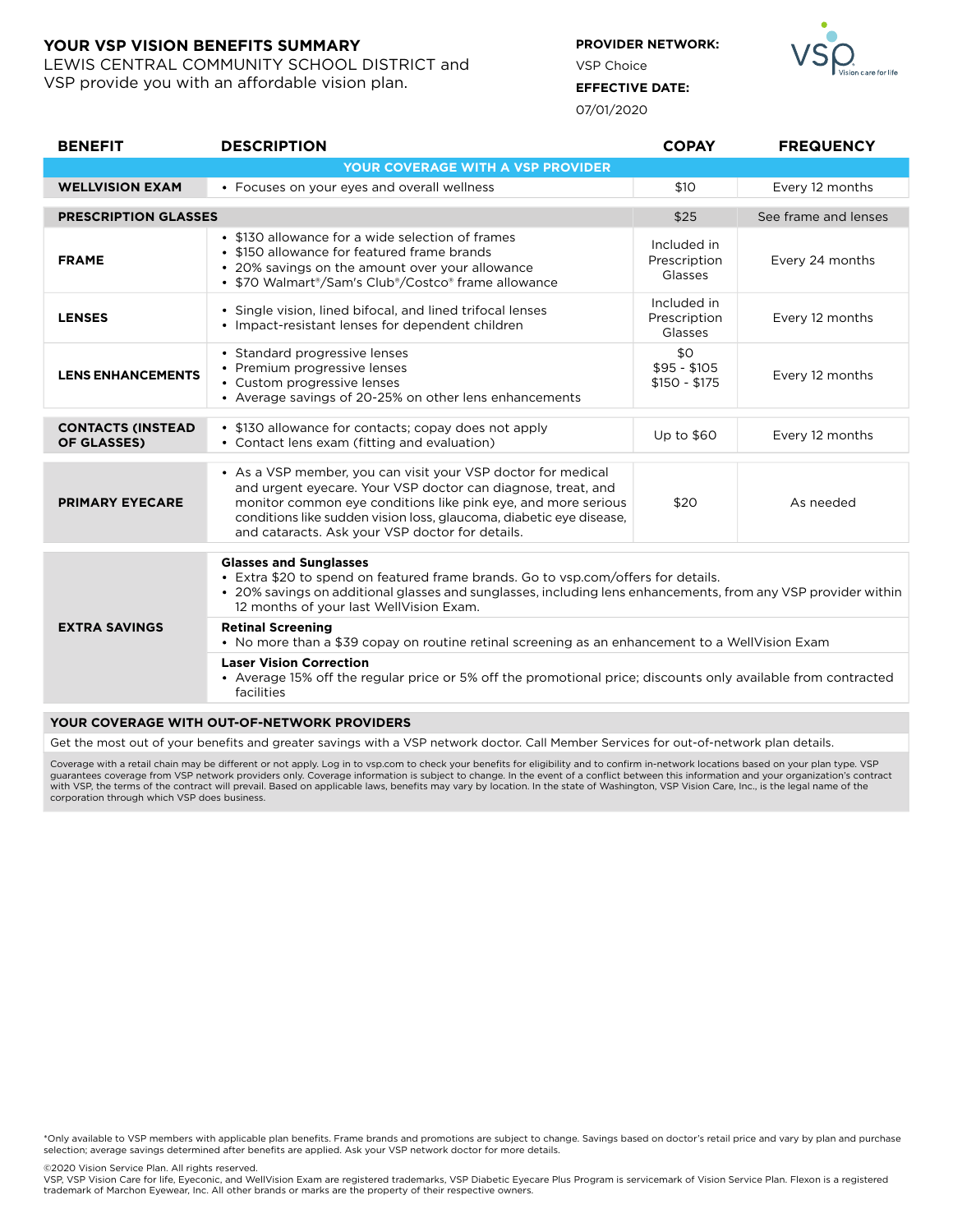# YOUR VSP VISION BENEFITS SUMMARY

LEWIS CENTRAL COMMUNITY SCHOOL DISTRICT and VSP provide you with an affordable vision plan.

**PROVIDER NETWORK:**
VSP Choice

**EFFECTIVE DATE:**
07/01/2020

| BENEFIT | DESCRIPTION | COPAY | FREQUENCY |
|---|---|---|---|
| **YOUR COVERAGE WITH A VSP PROVIDER** | | | |
| **WELLVISION EXAM** | • Focuses on your eyes and overall wellness | $10 | Every 12 months |
| **PRESCRIPTION GLASSES** | | $25 | See frame and lenses |
| **FRAME** | • $130 allowance for a wide selection of frames<br>• $150 allowance for featured frame brands<br>• 20% savings on the amount over your allowance<br>• $70 Walmart®/Sam's Club®/Costco® frame allowance | Included in Prescription Glasses | Every 24 months |
| **LENSES** | • Single vision, lined bifocal, and lined trifocal lenses<br>• Impact-resistant lenses for dependent children | Included in Prescription Glasses | Every 12 months |
| **LENS ENHANCEMENTS** | • Standard progressive lenses<br>• Premium progressive lenses<br>• Custom progressive lenses<br>• Average savings of 20-25% on other lens enhancements | $0<br>$95 - $105<br>$150 - $175 | Every 12 months |
| **CONTACTS (INSTEAD OF GLASSES)** | • $130 allowance for contacts; copay does not apply<br>• Contact lens exam (fitting and evaluation) | Up to $60 | Every 12 months |
| **PRIMARY EYECARE** | • As a VSP member, you can visit your VSP doctor for medical and urgent eyecare. Your VSP doctor can diagnose, treat, and monitor common eye conditions like pink eye, and more serious conditions like sudden vision loss, glaucoma, diabetic eye disease, and cataracts. Ask your VSP doctor for details. | $20 | As needed |
| **EXTRA SAVINGS** | **Glasses and Sunglasses**<br>• Extra $20 to spend on featured frame brands. Go to vsp.com/offers for details.<br>• 20% savings on additional glasses and sunglasses, including lens enhancements, from any VSP provider within 12 months of your last WellVision Exam.<br>**Retinal Screening**<br>• No more than a $39 copay on routine retinal screening as an enhancement to a WellVision Exam<br>**Laser Vision Correction**<br>• Average 15% off the regular price or 5% off the promotional price; discounts only available from contracted facilities | | |

**YOUR COVERAGE WITH OUT-OF-NETWORK PROVIDERS**

Get the most out of your benefits and greater savings with a VSP network doctor. Call Member Services for out-of-network plan details.

Coverage with a retail chain may be different or not apply. Log in to vsp.com to check your benefits for eligibility and to confirm in-network locations based on your plan type. VSP guarantees coverage from VSP network providers only. Coverage information is subject to change. In the event of a conflict between this information and your organization's contract with VSP, the terms of the contract will prevail. Based on applicable laws, benefits may vary by location. In the state of Washington, VSP Vision Care, Inc., is the legal name of the corporation through which VSP does business.

*Only available to VSP members with applicable plan benefits. Frame brands and promotions are subject to change. Savings based on doctor's retail price and vary by plan and purchase selection; average savings determined after benefits are applied. Ask your VSP network doctor for more details.

©2020 Vision Service Plan. All rights reserved.
VSP, VSP Vision Care for life, Eyeconic, and WellVision Exam are registered trademarks, VSP Diabetic Eyecare Plus Program is servicemark of Vision Service Plan. Flexon is a registered trademark of Marchon Eyewear, Inc. All other brands or marks are the property of their respective owners.